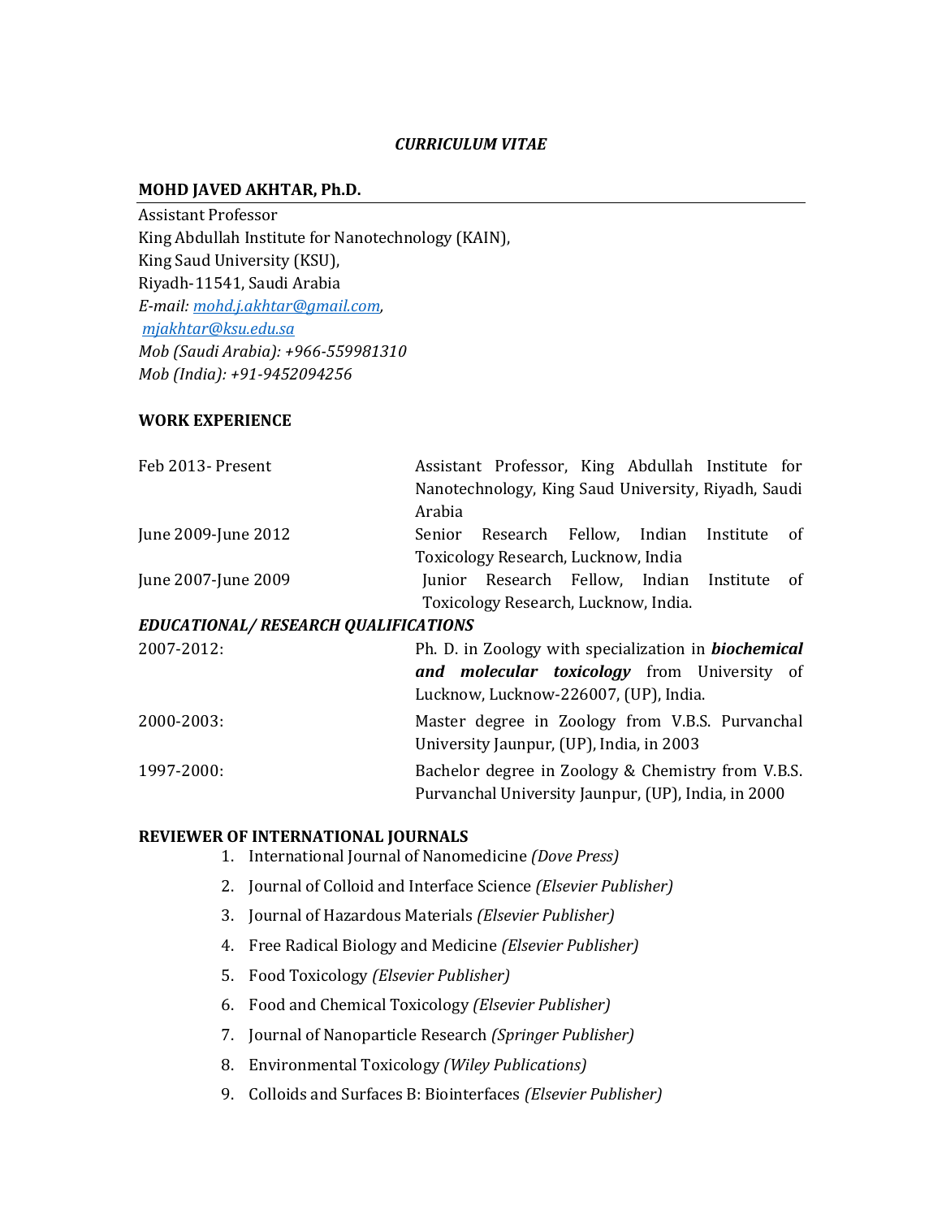*CURRICULUM VITAE*

**MOHD JAVED AKHTAR, Ph.D.**

Assistant Professor
King Abdullah Institute for Nanotechnology (KAIN),
King Saud University (KSU),
Riyadh-11541, Saudi Arabia
*E-mail: mohd.j.akhtar@gmail.com,*
*mjakhtar@ksu.edu.sa*
*Mob (Saudi Arabia): +966-559981310*
*Mob (India): +91-9452094256*

## WORK EXPERIENCE

| | |
|---|---|
| Feb 2013- Present | Assistant Professor, King Abdullah Institute for Nanotechnology, King Saud University, Riyadh, Saudi Arabia |
| June 2009-June 2012 | Senior Research Fellow, Indian Institute of Toxicology Research, Lucknow, India |
| June 2007-June 2009 | Junior Research Fellow, Indian Institute of Toxicology Research, Lucknow, India. |

## *EDUCATIONAL/ RESEARCH QUALIFICATIONS*

| | |
|---|---|
| 2007-2012: | Ph. D. in Zoology with specialization in ***biochemical and molecular toxicology*** from University of Lucknow, Lucknow-226007, (UP), India. |
| 2000-2003: | Master degree in Zoology from V.B.S. Purvanchal University Jaunpur, (UP), India, in 2003 |
| 1997-2000: | Bachelor degree in Zoology & Chemistry from V.B.S. Purvanchal University Jaunpur, (UP), India, in 2000 |

## REVIEWER OF INTERNATIONAL JOURNALS

1. International Journal of Nanomedicine *(Dove Press)*
2. Journal of Colloid and Interface Science *(Elsevier Publisher)*
3. Journal of Hazardous Materials *(Elsevier Publisher)*
4. Free Radical Biology and Medicine *(Elsevier Publisher)*
5. Food Toxicology *(Elsevier Publisher)*
6. Food and Chemical Toxicology *(Elsevier Publisher)*
7. Journal of Nanoparticle Research *(Springer Publisher)*
8. Environmental Toxicology *(Wiley Publications)*
9. Colloids and Surfaces B: Biointerfaces *(Elsevier Publisher)*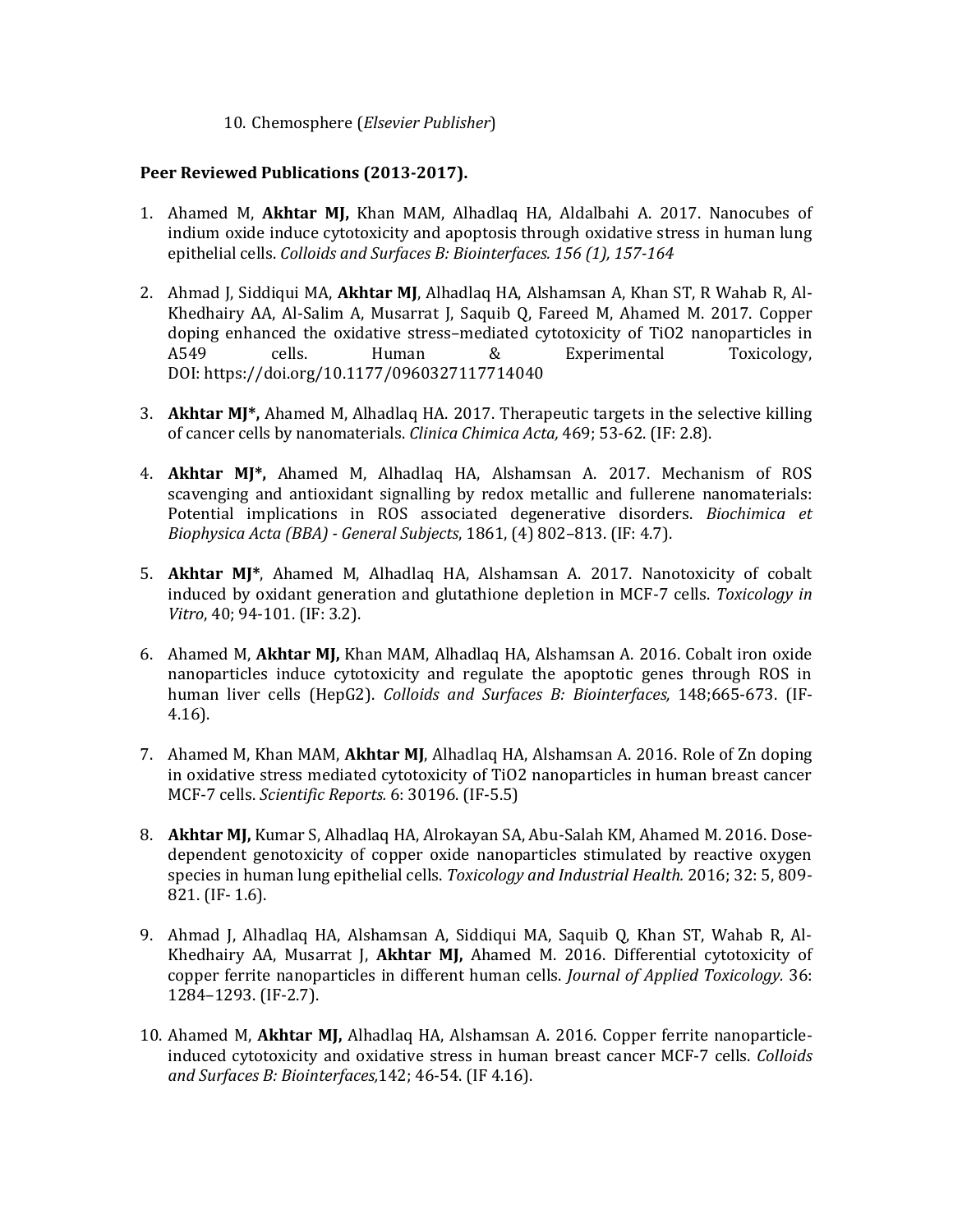10. Chemosphere (*Elsevier Publisher*)

**Peer Reviewed Publications (2013-2017).**

1. Ahamed M, **Akhtar MJ,** Khan MAM, Alhadlaq HA, Aldalbahi A. 2017. Nanocubes of indium oxide induce cytotoxicity and apoptosis through oxidative stress in human lung epithelial cells. *Colloids and Surfaces B: Biointerfaces. 156 (1), 157-164*

2. Ahmad J, Siddiqui MA, **Akhtar MJ**, Alhadlaq HA, Alshamsan A, Khan ST, R Wahab R, Al-Khedhairy AA, Al-Salim A, Musarrat J, Saquib Q, Fareed M, Ahamed M. 2017. Copper doping enhanced the oxidative stress–mediated cytotoxicity of TiO2 nanoparticles in A549 cells. Human & Experimental Toxicology, DOI: https://doi.org/10.1177/0960327117714040

3. **Akhtar MJ\*,** Ahamed M, Alhadlaq HA. 2017. Therapeutic targets in the selective killing of cancer cells by nanomaterials. *Clinica Chimica Acta,* 469; 53-62. (IF: 2.8).

4. **Akhtar MJ\*,** Ahamed M, Alhadlaq HA, Alshamsan A. 2017. Mechanism of ROS scavenging and antioxidant signalling by redox metallic and fullerene nanomaterials: Potential implications in ROS associated degenerative disorders. *Biochimica et Biophysica Acta (BBA) - General Subjects*, 1861, (4) 802–813. (IF: 4.7).

5. **Akhtar MJ\***, Ahamed M, Alhadlaq HA, Alshamsan A. 2017. Nanotoxicity of cobalt induced by oxidant generation and glutathione depletion in MCF-7 cells. *Toxicology in Vitro*, 40; 94-101. (IF: 3.2).

6. Ahamed M, **Akhtar MJ,** Khan MAM, Alhadlaq HA, Alshamsan A. 2016. Cobalt iron oxide nanoparticles induce cytotoxicity and regulate the apoptotic genes through ROS in human liver cells (HepG2). *Colloids and Surfaces B: Biointerfaces,* 148;665-673. (IF-4.16).

7. Ahamed M, Khan MAM, **Akhtar MJ**, Alhadlaq HA, Alshamsan A. 2016. Role of Zn doping in oxidative stress mediated cytotoxicity of TiO2 nanoparticles in human breast cancer MCF-7 cells. *Scientific Reports.* 6: 30196. (IF-5.5)

8. **Akhtar MJ,** Kumar S, Alhadlaq HA, Alrokayan SA, Abu-Salah KM, Ahamed M. 2016. Dose-dependent genotoxicity of copper oxide nanoparticles stimulated by reactive oxygen species in human lung epithelial cells. *Toxicology and Industrial Health.* 2016; 32: 5, 809-821. (IF- 1.6).

9. Ahmad J, Alhadlaq HA, Alshamsan A, Siddiqui MA, Saquib Q, Khan ST, Wahab R, Al-Khedhairy AA, Musarrat J, **Akhtar MJ,** Ahamed M. 2016. Differential cytotoxicity of copper ferrite nanoparticles in different human cells. *Journal of Applied Toxicology.* 36: 1284–1293. (IF-2.7).

10. Ahamed M, **Akhtar MJ,** Alhadlaq HA, Alshamsan A. 2016. Copper ferrite nanoparticle-induced cytotoxicity and oxidative stress in human breast cancer MCF-7 cells. *Colloids and Surfaces B: Biointerfaces,*142; 46-54. (IF 4.16).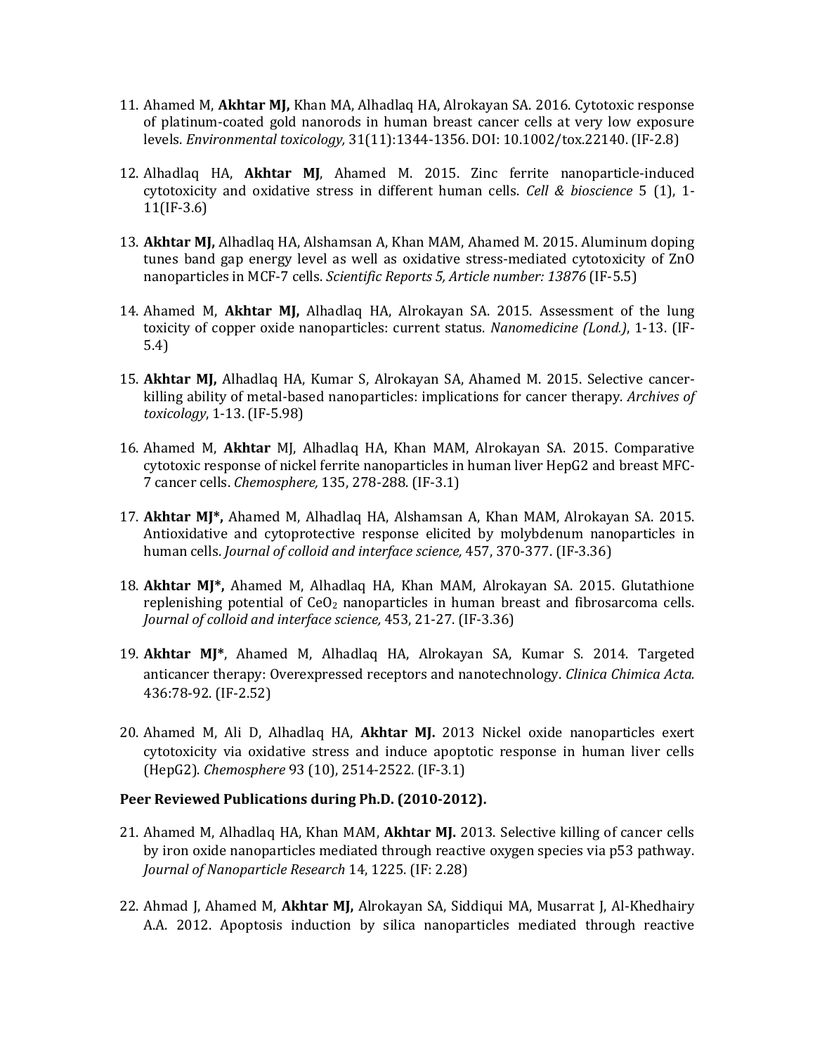11. Ahamed M, **Akhtar MJ,** Khan MA, Alhadlaq HA, Alrokayan SA. 2016. Cytotoxic response of platinum-coated gold nanorods in human breast cancer cells at very low exposure levels. *Environmental toxicology,* 31(11):1344-1356. DOI: 10.1002/tox.22140. (IF-2.8)

12. Alhadlaq HA, **Akhtar MJ**, Ahamed M. 2015. Zinc ferrite nanoparticle-induced cytotoxicity and oxidative stress in different human cells. *Cell & bioscience* 5 (1), 1-11(IF-3.6)

13. **Akhtar MJ,** Alhadlaq HA, Alshamsan A, Khan MAM, Ahamed M. 2015. Aluminum doping tunes band gap energy level as well as oxidative stress-mediated cytotoxicity of ZnO nanoparticles in MCF-7 cells. *Scientific Reports 5, Article number: 13876* (IF-5.5)

14. Ahamed M, **Akhtar MJ,** Alhadlaq HA, Alrokayan SA. 2015. Assessment of the lung toxicity of copper oxide nanoparticles: current status. *Nanomedicine (Lond.)*, 1-13. (IF-5.4)

15. **Akhtar MJ,** Alhadlaq HA, Kumar S, Alrokayan SA, Ahamed M. 2015. Selective cancer-killing ability of metal-based nanoparticles: implications for cancer therapy. *Archives of toxicology*, 1-13. (IF-5.98)

16. Ahamed M, **Akhtar** MJ, Alhadlaq HA, Khan MAM, Alrokayan SA. 2015. Comparative cytotoxic response of nickel ferrite nanoparticles in human liver HepG2 and breast MFC-7 cancer cells. *Chemosphere,* 135, 278-288. (IF-3.1)

17. **Akhtar MJ*,** Ahamed M, Alhadlaq HA, Alshamsan A, Khan MAM, Alrokayan SA. 2015. Antioxidative and cytoprotective response elicited by molybdenum nanoparticles in human cells. *Journal of colloid and interface science,* 457, 370-377. (IF-3.36)

18. **Akhtar MJ*,** Ahamed M, Alhadlaq HA, Khan MAM, Alrokayan SA. 2015. Glutathione replenishing potential of $CeO_2$ nanoparticles in human breast and fibrosarcoma cells. *Journal of colloid and interface science,* 453, 21-27. (IF-3.36)

19. **Akhtar MJ***, Ahamed M, Alhadlaq HA, Alrokayan SA, Kumar S. 2014. Targeted anticancer therapy: Overexpressed receptors and nanotechnology. *Clinica Chimica Acta.* 436:78-92. (IF-2.52)

20. Ahamed M, Ali D, Alhadlaq HA, **Akhtar MJ.** 2013 Nickel oxide nanoparticles exert cytotoxicity via oxidative stress and induce apoptotic response in human liver cells (HepG2). *Chemosphere* 93 (10), 2514-2522. (IF-3.1)

**Peer Reviewed Publications during Ph.D. (2010-2012).**

21. Ahamed M, Alhadlaq HA, Khan MAM, **Akhtar MJ.** 2013. Selective killing of cancer cells by iron oxide nanoparticles mediated through reactive oxygen species via p53 pathway. *Journal of Nanoparticle Research* 14, 1225. (IF: 2.28)

22. Ahmad J, Ahamed M, **Akhtar MJ,** Alrokayan SA, Siddiqui MA, Musarrat J, Al-Khedhairy A.A. 2012. Apoptosis induction by silica nanoparticles mediated through reactive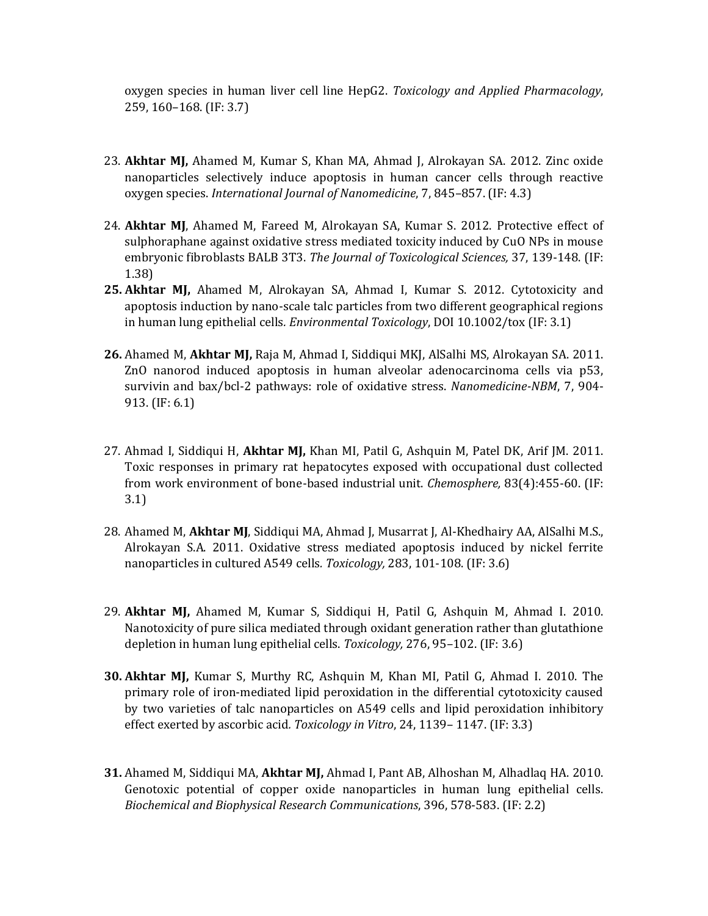oxygen species in human liver cell line HepG2. *Toxicology and Applied Pharmacology*, 259, 160–168. (IF: 3.7)

23. **Akhtar MJ,** Ahamed M, Kumar S, Khan MA, Ahmad J, Alrokayan SA. 2012. Zinc oxide nanoparticles selectively induce apoptosis in human cancer cells through reactive oxygen species. *International Journal of Nanomedicine*, 7, 845–857. (IF: 4.3)

24. **Akhtar MJ**, Ahamed M, Fareed M, Alrokayan SA, Kumar S. 2012. Protective effect of sulphoraphane against oxidative stress mediated toxicity induced by CuO NPs in mouse embryonic fibroblasts BALB 3T3. *The Journal of Toxicological Sciences,* 37, 139-148. (IF: 1.38)

25. **Akhtar MJ,** Ahamed M, Alrokayan SA, Ahmad I, Kumar S. 2012. Cytotoxicity and apoptosis induction by nano-scale talc particles from two different geographical regions in human lung epithelial cells. *Environmental Toxicology*, DOI 10.1002/tox (IF: 3.1)

26. Ahamed M, **Akhtar MJ,** Raja M, Ahmad I, Siddiqui MKJ, AlSalhi MS, Alrokayan SA. 2011. ZnO nanorod induced apoptosis in human alveolar adenocarcinoma cells via p53, survivin and bax/bcl-2 pathways: role of oxidative stress. *Nanomedicine-NBM*, 7, 904-913. (IF: 6.1)

27. Ahmad I, Siddiqui H, **Akhtar MJ,** Khan MI, Patil G, Ashquin M, Patel DK, Arif JM. 2011. Toxic responses in primary rat hepatocytes exposed with occupational dust collected from work environment of bone-based industrial unit. *Chemosphere,* 83(4):455-60. (IF: 3.1)

28. Ahamed M, **Akhtar MJ**, Siddiqui MA, Ahmad J, Musarrat J, Al-Khedhairy AA, AlSalhi M.S., Alrokayan S.A. 2011. Oxidative stress mediated apoptosis induced by nickel ferrite nanoparticles in cultured A549 cells*. Toxicology,* 283, 101-108. (IF: 3.6)

29. **Akhtar MJ,** Ahamed M, Kumar S, Siddiqui H, Patil G, Ashquin M, Ahmad I. 2010. Nanotoxicity of pure silica mediated through oxidant generation rather than glutathione depletion in human lung epithelial cells. *Toxicology,* 276, 95–102. (IF: 3.6)

30. **Akhtar MJ,** Kumar S, Murthy RC, Ashquin M, Khan MI, Patil G, Ahmad I. 2010. The primary role of iron-mediated lipid peroxidation in the differential cytotoxicity caused by two varieties of talc nanoparticles on A549 cells and lipid peroxidation inhibitory effect exerted by ascorbic acid*. Toxicology in Vitro*, 24, 1139– 1147. (IF: 3.3)

31. Ahamed M, Siddiqui MA, **Akhtar MJ,** Ahmad I, Pant AB, Alhoshan M, Alhadlaq HA. 2010. Genotoxic potential of copper oxide nanoparticles in human lung epithelial cells. *Biochemical and Biophysical Research Communications*, 396, 578-583. (IF: 2.2)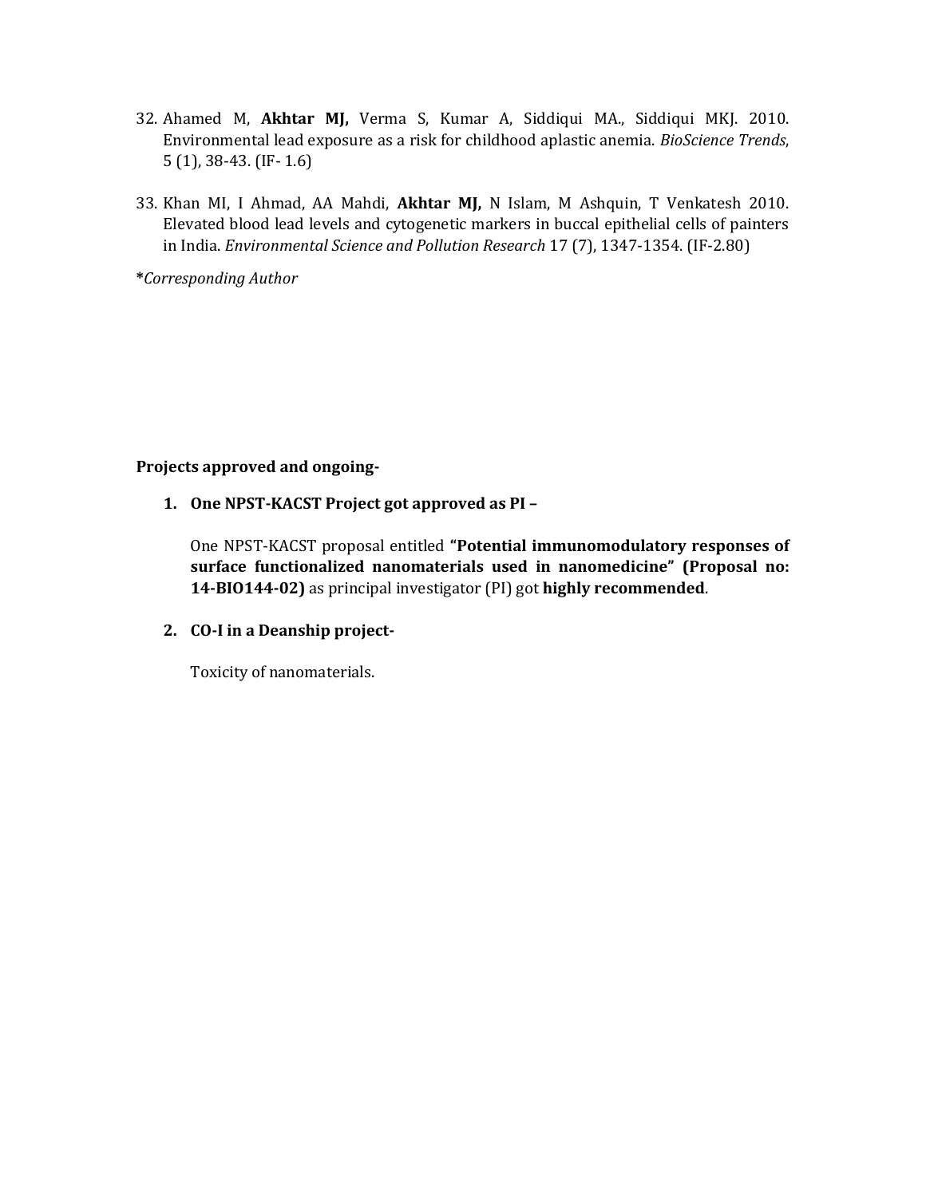32. Ahamed M, **Akhtar MJ,** Verma S, Kumar A, Siddiqui MA., Siddiqui MKJ. 2010. Environmental lead exposure as a risk for childhood aplastic anemia. *BioScience Trends*, 5 (1), 38-43. (IF- 1.6)

33. Khan MI, I Ahmad, AA Mahdi, **Akhtar MJ,** N Islam, M Ashquin, T Venkatesh 2010. Elevated blood lead levels and cytogenetic markers in buccal epithelial cells of painters in India. *Environmental Science and Pollution Research* 17 (7), 1347-1354. (IF-2.80)

**\****Corresponding Author*

**Projects approved and ongoing-**

1. **One NPST-KACST Project got approved as PI –**

   One NPST-KACST proposal entitled **"Potential immunomodulatory responses of surface functionalized nanomaterials used in nanomedicine" (Proposal no: 14-BIO144-02)** as principal investigator (PI) got **highly recommended**.

2. **CO-I in a Deanship project-**

   Toxicity of nanomaterials.